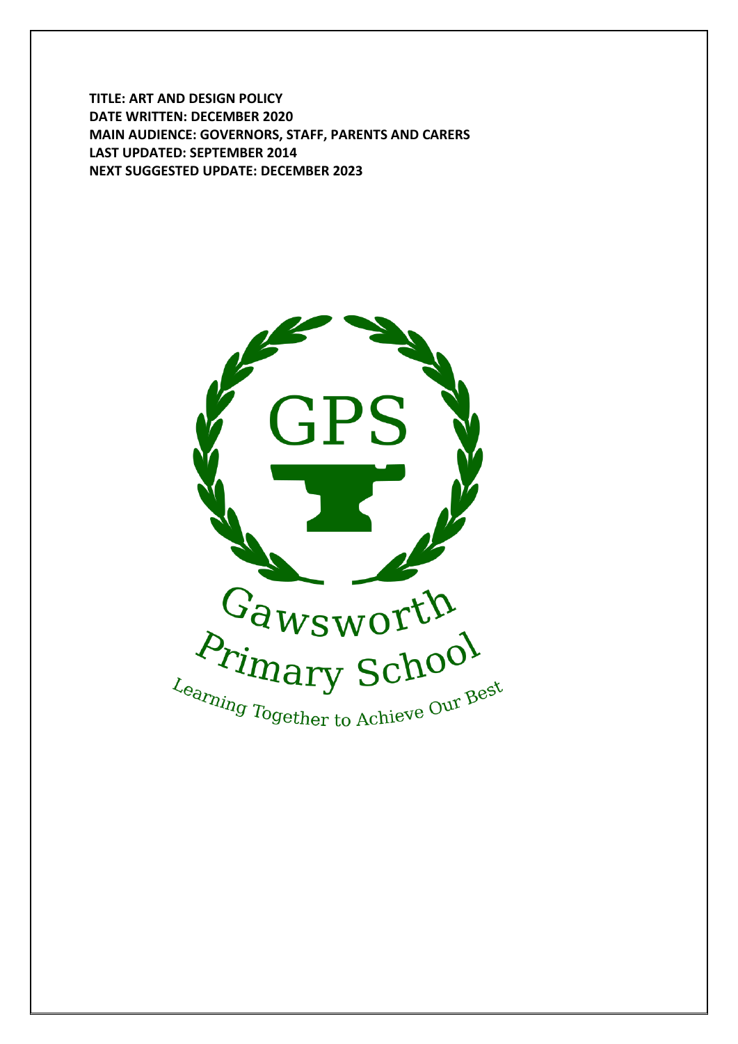**TITLE: ART AND DESIGN POLICY**
**DATE WRITTEN: DECEMBER 2020**
**MAIN AUDIENCE: GOVERNORS, STAFF, PARENTS AND CARERS**
**LAST UPDATED: SEPTEMBER 2014**
**NEXT SUGGESTED UPDATE: DECEMBER 2023**

GPS

Gawsworth Primary School

Learning Together to Achieve Our Best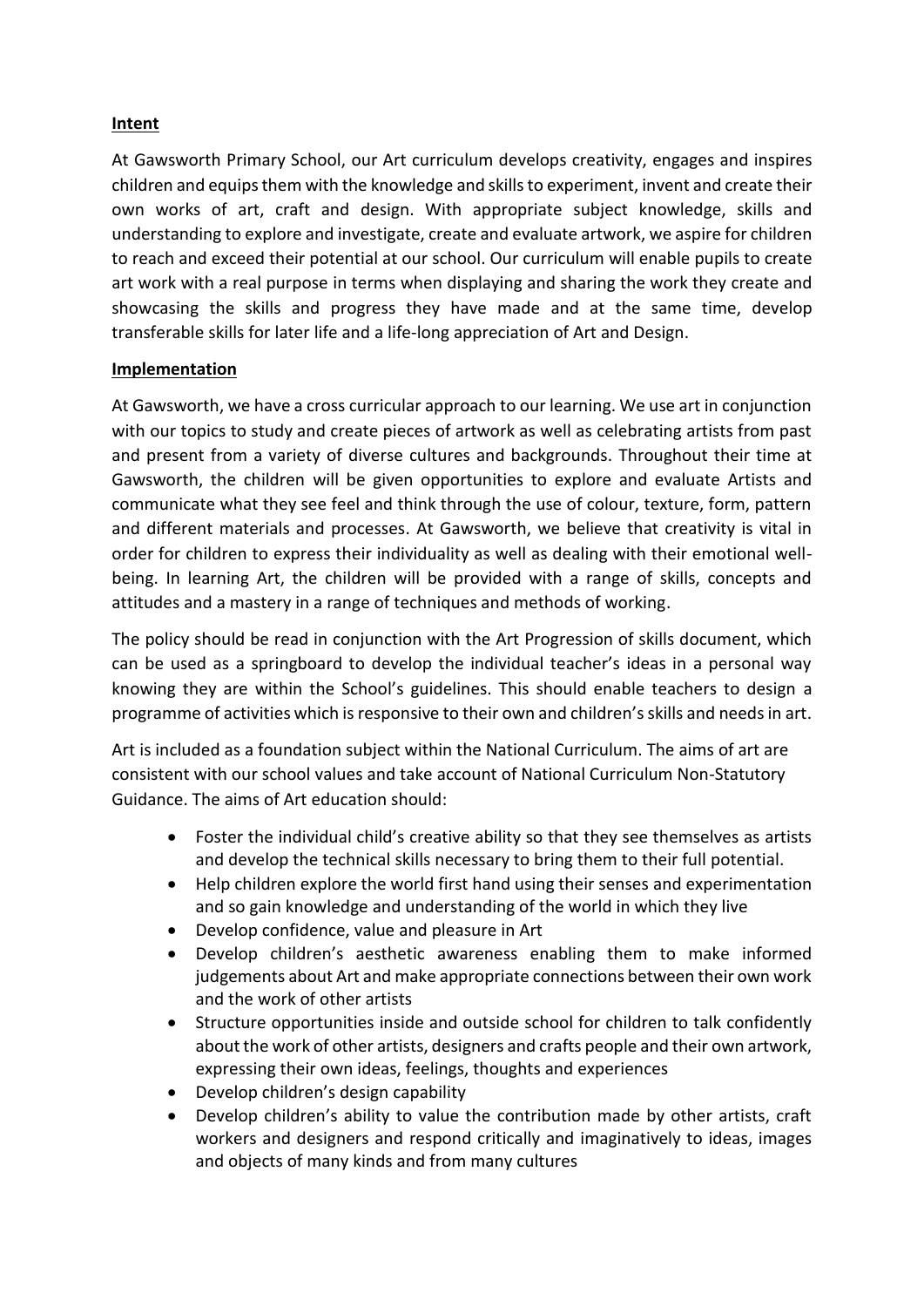**Intent**

At Gawsworth Primary School, our Art curriculum develops creativity, engages and inspires children and equips them with the knowledge and skills to experiment, invent and create their own works of art, craft and design. With appropriate subject knowledge, skills and understanding to explore and investigate, create and evaluate artwork, we aspire for children to reach and exceed their potential at our school. Our curriculum will enable pupils to create art work with a real purpose in terms when displaying and sharing the work they create and showcasing the skills and progress they have made and at the same time, develop transferable skills for later life and a life-long appreciation of Art and Design.

**Implementation**

At Gawsworth, we have a cross curricular approach to our learning. We use art in conjunction with our topics to study and create pieces of artwork as well as celebrating artists from past and present from a variety of diverse cultures and backgrounds. Throughout their time at Gawsworth, the children will be given opportunities to explore and evaluate Artists and communicate what they see feel and think through the use of colour, texture, form, pattern and different materials and processes. At Gawsworth, we believe that creativity is vital in order for children to express their individuality as well as dealing with their emotional well-being. In learning Art, the children will be provided with a range of skills, concepts and attitudes and a mastery in a range of techniques and methods of working.

The policy should be read in conjunction with the Art Progression of skills document, which can be used as a springboard to develop the individual teacher's ideas in a personal way knowing they are within the School's guidelines. This should enable teachers to design a programme of activities which is responsive to their own and children's skills and needs in art.

Art is included as a foundation subject within the National Curriculum. The aims of art are consistent with our school values and take account of National Curriculum Non-Statutory Guidance. The aims of Art education should:

- Foster the individual child's creative ability so that they see themselves as artists and develop the technical skills necessary to bring them to their full potential.
- Help children explore the world first hand using their senses and experimentation and so gain knowledge and understanding of the world in which they live
- Develop confidence, value and pleasure in Art
- Develop children's aesthetic awareness enabling them to make informed judgements about Art and make appropriate connections between their own work and the work of other artists
- Structure opportunities inside and outside school for children to talk confidently about the work of other artists, designers and crafts people and their own artwork, expressing their own ideas, feelings, thoughts and experiences
- Develop children's design capability
- Develop children's ability to value the contribution made by other artists, craft workers and designers and respond critically and imaginatively to ideas, images and objects of many kinds and from many cultures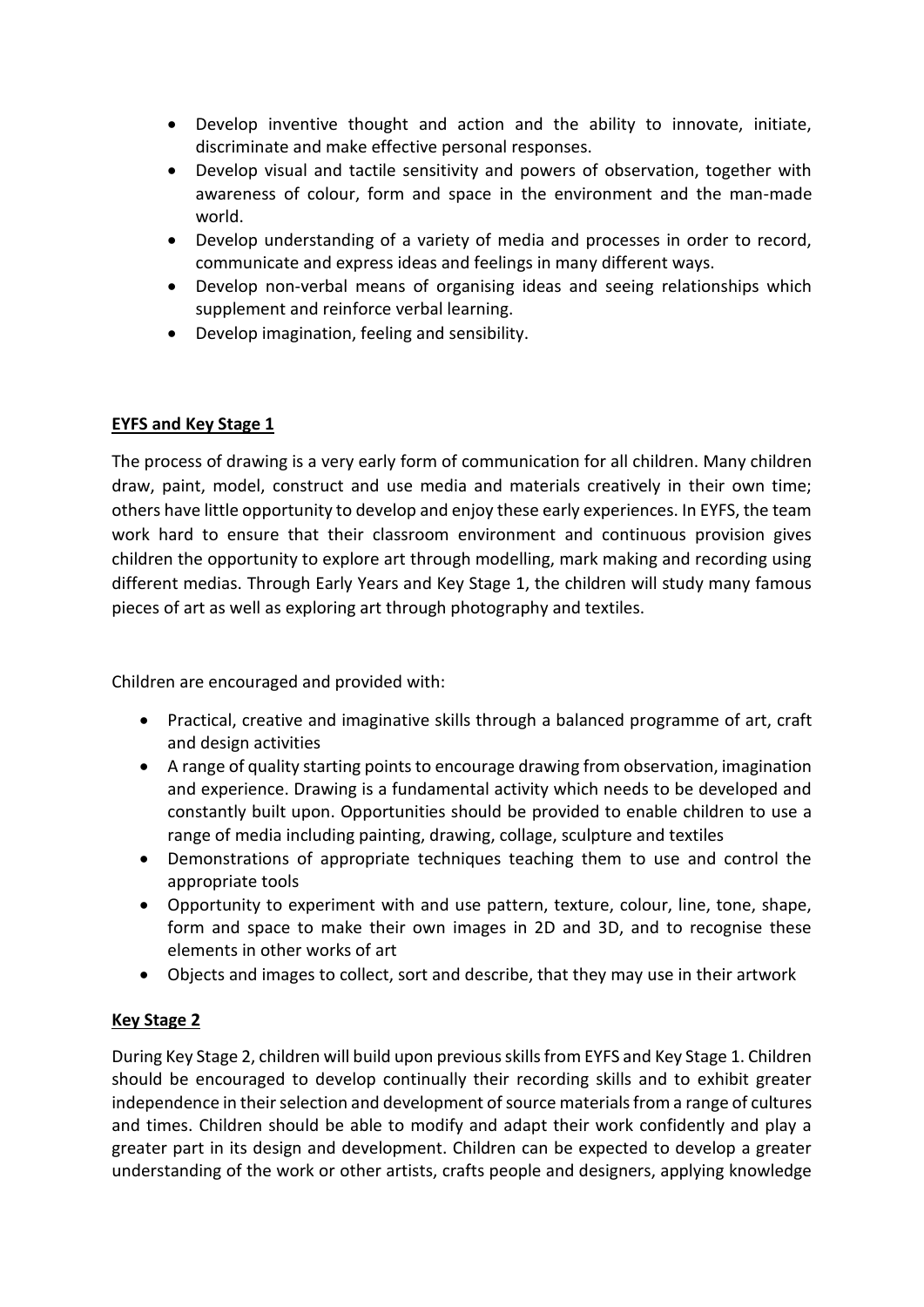- Develop inventive thought and action and the ability to innovate, initiate, discriminate and make effective personal responses.
- Develop visual and tactile sensitivity and powers of observation, together with awareness of colour, form and space in the environment and the man-made world.
- Develop understanding of a variety of media and processes in order to record, communicate and express ideas and feelings in many different ways.
- Develop non-verbal means of organising ideas and seeing relationships which supplement and reinforce verbal learning.
- Develop imagination, feeling and sensibility.

## EYFS and Key Stage 1

The process of drawing is a very early form of communication for all children. Many children draw, paint, model, construct and use media and materials creatively in their own time; others have little opportunity to develop and enjoy these early experiences. In EYFS, the team work hard to ensure that their classroom environment and continuous provision gives children the opportunity to explore art through modelling, mark making and recording using different medias. Through Early Years and Key Stage 1, the children will study many famous pieces of art as well as exploring art through photography and textiles.

Children are encouraged and provided with:

- Practical, creative and imaginative skills through a balanced programme of art, craft and design activities
- A range of quality starting points to encourage drawing from observation, imagination and experience. Drawing is a fundamental activity which needs to be developed and constantly built upon. Opportunities should be provided to enable children to use a range of media including painting, drawing, collage, sculpture and textiles
- Demonstrations of appropriate techniques teaching them to use and control the appropriate tools
- Opportunity to experiment with and use pattern, texture, colour, line, tone, shape, form and space to make their own images in 2D and 3D, and to recognise these elements in other works of art
- Objects and images to collect, sort and describe, that they may use in their artwork

## Key Stage 2

During Key Stage 2, children will build upon previous skills from EYFS and Key Stage 1. Children should be encouraged to develop continually their recording skills and to exhibit greater independence in their selection and development of source materials from a range of cultures and times. Children should be able to modify and adapt their work confidently and play a greater part in its design and development. Children can be expected to develop a greater understanding of the work or other artists, crafts people and designers, applying knowledge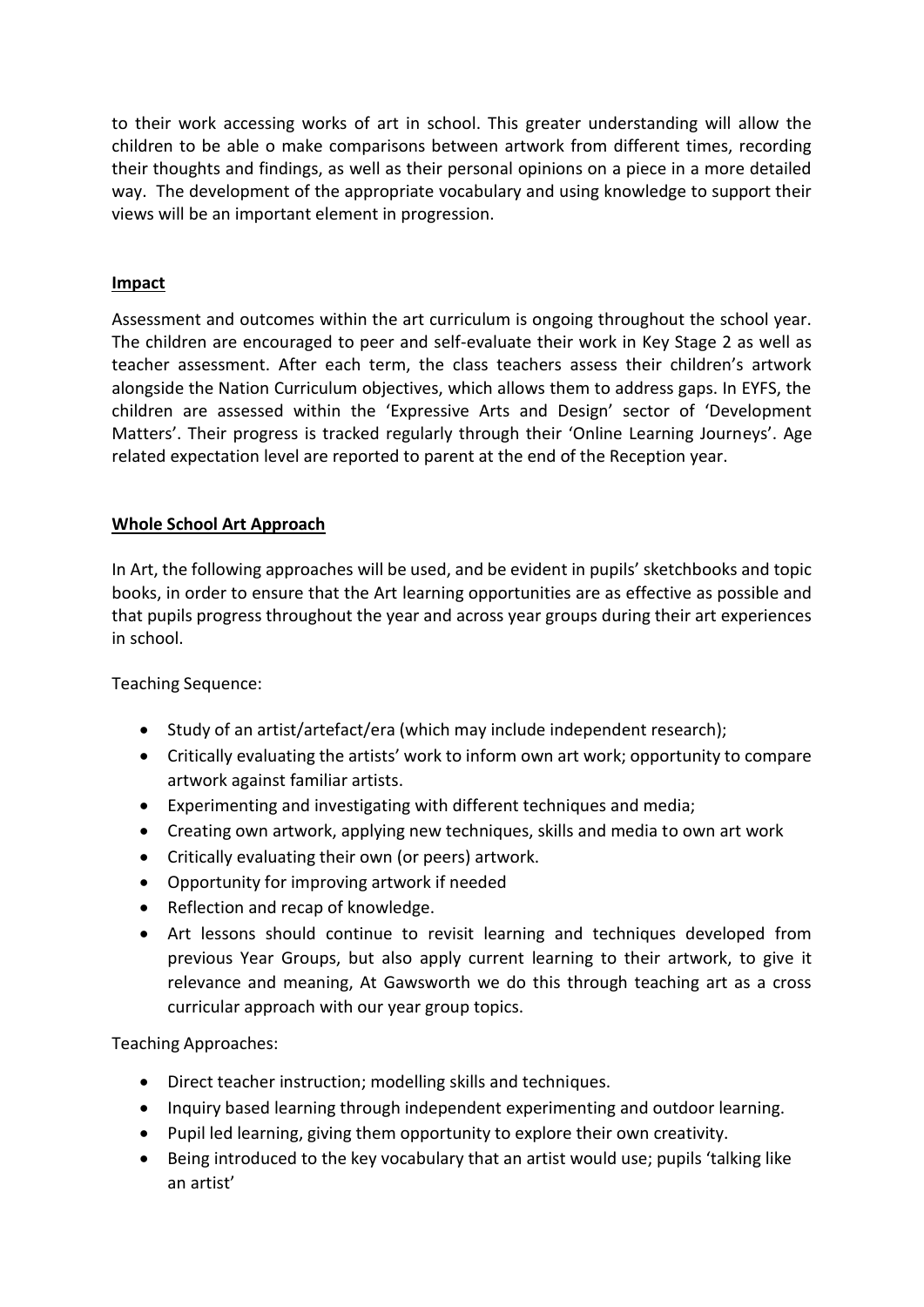to their work accessing works of art in school. This greater understanding will allow the children to be able o make comparisons between artwork from different times, recording their thoughts and findings, as well as their personal opinions on a piece in a more detailed way. The development of the appropriate vocabulary and using knowledge to support their views will be an important element in progression.

## Impact

Assessment and outcomes within the art curriculum is ongoing throughout the school year. The children are encouraged to peer and self-evaluate their work in Key Stage 2 as well as teacher assessment. After each term, the class teachers assess their children's artwork alongside the Nation Curriculum objectives, which allows them to address gaps. In EYFS, the children are assessed within the 'Expressive Arts and Design' sector of 'Development Matters'. Their progress is tracked regularly through their 'Online Learning Journeys'. Age related expectation level are reported to parent at the end of the Reception year.

## Whole School Art Approach

In Art, the following approaches will be used, and be evident in pupils' sketchbooks and topic books, in order to ensure that the Art learning opportunities are as effective as possible and that pupils progress throughout the year and across year groups during their art experiences in school.

Teaching Sequence:

- Study of an artist/artefact/era (which may include independent research);
- Critically evaluating the artists' work to inform own art work; opportunity to compare artwork against familiar artists.
- Experimenting and investigating with different techniques and media;
- Creating own artwork, applying new techniques, skills and media to own art work
- Critically evaluating their own (or peers) artwork.
- Opportunity for improving artwork if needed
- Reflection and recap of knowledge.
- Art lessons should continue to revisit learning and techniques developed from previous Year Groups, but also apply current learning to their artwork, to give it relevance and meaning, At Gawsworth we do this through teaching art as a cross curricular approach with our year group topics.

Teaching Approaches:

- Direct teacher instruction; modelling skills and techniques.
- Inquiry based learning through independent experimenting and outdoor learning.
- Pupil led learning, giving them opportunity to explore their own creativity.
- Being introduced to the key vocabulary that an artist would use; pupils 'talking like an artist'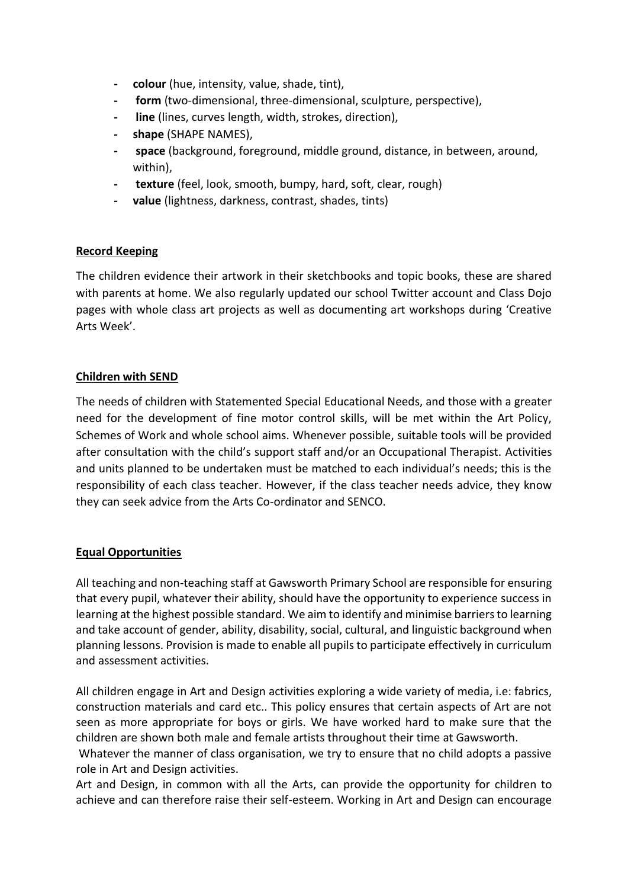- **colour** (hue, intensity, value, shade, tint),
- **form** (two-dimensional, three-dimensional, sculpture, perspective),
- **line** (lines, curves length, width, strokes, direction),
- **shape** (SHAPE NAMES),
- **space** (background, foreground, middle ground, distance, in between, around, within),
- **texture** (feel, look, smooth, bumpy, hard, soft, clear, rough)
- **value** (lightness, darkness, contrast, shades, tints)

## Record Keeping

The children evidence their artwork in their sketchbooks and topic books, these are shared with parents at home. We also regularly updated our school Twitter account and Class Dojo pages with whole class art projects as well as documenting art workshops during 'Creative Arts Week'.

## Children with SEND

The needs of children with Statemented Special Educational Needs, and those with a greater need for the development of fine motor control skills, will be met within the Art Policy, Schemes of Work and whole school aims. Whenever possible, suitable tools will be provided after consultation with the child's support staff and/or an Occupational Therapist. Activities and units planned to be undertaken must be matched to each individual's needs; this is the responsibility of each class teacher. However, if the class teacher needs advice, they know they can seek advice from the Arts Co-ordinator and SENCO.

## Equal Opportunities

All teaching and non-teaching staff at Gawsworth Primary School are responsible for ensuring that every pupil, whatever their ability, should have the opportunity to experience success in learning at the highest possible standard. We aim to identify and minimise barriers to learning and take account of gender, ability, disability, social, cultural, and linguistic background when planning lessons. Provision is made to enable all pupils to participate effectively in curriculum and assessment activities.

All children engage in Art and Design activities exploring a wide variety of media, i.e: fabrics, construction materials and card etc.. This policy ensures that certain aspects of Art are not seen as more appropriate for boys or girls. We have worked hard to make sure that the children are shown both male and female artists throughout their time at Gawsworth.

Whatever the manner of class organisation, we try to ensure that no child adopts a passive role in Art and Design activities.

Art and Design, in common with all the Arts, can provide the opportunity for children to achieve and can therefore raise their self-esteem. Working in Art and Design can encourage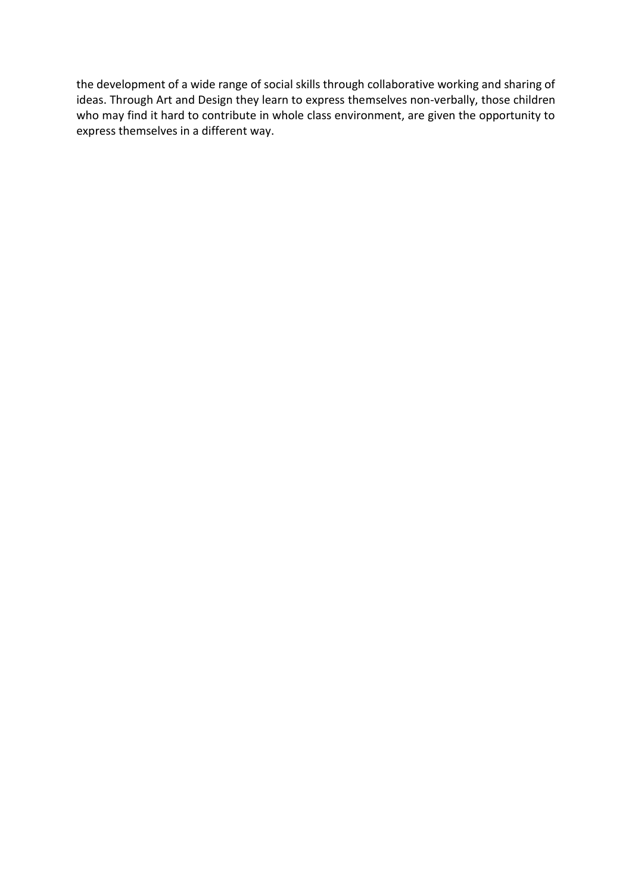the development of a wide range of social skills through collaborative working and sharing of ideas. Through Art and Design they learn to express themselves non-verbally, those children who may find it hard to contribute in whole class environment, are given the opportunity to express themselves in a different way.